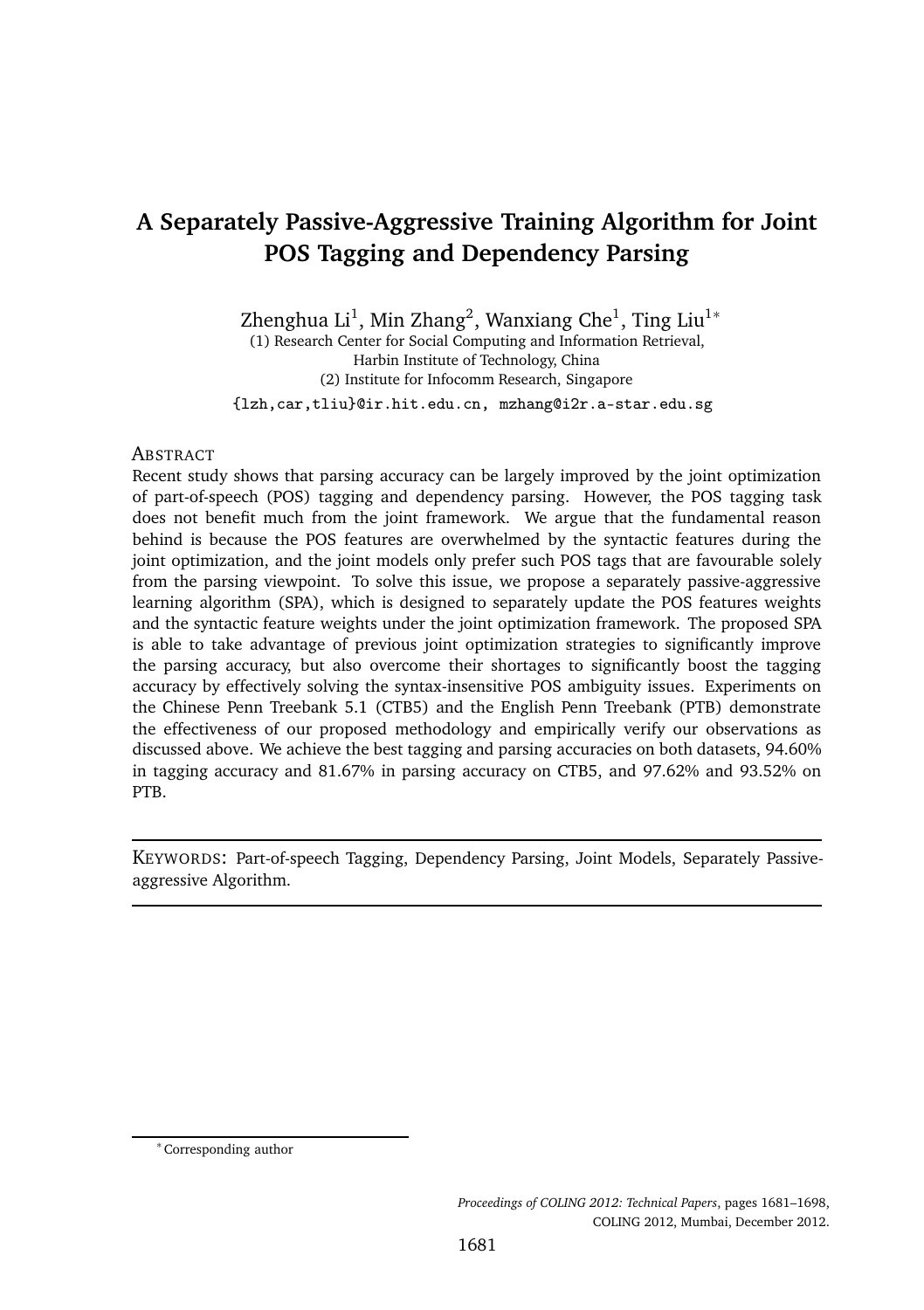# A Separately Passive-Aggressive Training Algorithm for Joint POS Tagging and Dependency Parsing

Zhenghua Li[1], Min Zhang[2], Wanxiang Che[1], Ting Liu[1*]

(1) Research Center for Social Computing and Information Retrieval, Harbin Institute of Technology, China

(2) Institute for Infocomm Research, Singapore

{lzh,car,tliu}@ir.hit.edu.cn, mzhang@i2r.a-star.edu.sg

ABSTRACT

Recent study shows that parsing accuracy can be largely improved by the joint optimization of part-of-speech (POS) tagging and dependency parsing. However, the POS tagging task does not benefit much from the joint framework. We argue that the fundamental reason behind is because the POS features are overwhelmed by the syntactic features during the joint optimization, and the joint models only prefer such POS tags that are favourable solely from the parsing viewpoint. To solve this issue, we propose a separately passive-aggressive learning algorithm (SPA), which is designed to separately update the POS features weights and the syntactic feature weights under the joint optimization framework. The proposed SPA is able to take advantage of previous joint optimization strategies to significantly improve the parsing accuracy, but also overcome their shortages to significantly boost the tagging accuracy by effectively solving the syntax-insensitive POS ambiguity issues. Experiments on the Chinese Penn Treebank 5.1 (CTB5) and the English Penn Treebank (PTB) demonstrate the effectiveness of our proposed methodology and empirically verify our observations as discussed above. We achieve the best tagging and parsing accuracies on both datasets, 94.60% in tagging accuracy and 81.67% in parsing accuracy on CTB5, and 97.62% and 93.52% on PTB.

---

KEYWORDS: Part-of-speech Tagging, Dependency Parsing, Joint Models, Separately Passive-aggressive Algorithm.

---

[*] Corresponding author

*Proceedings of COLING 2012: Technical Papers*, pages 1681–1698, COLING 2012, Mumbai, December 2012.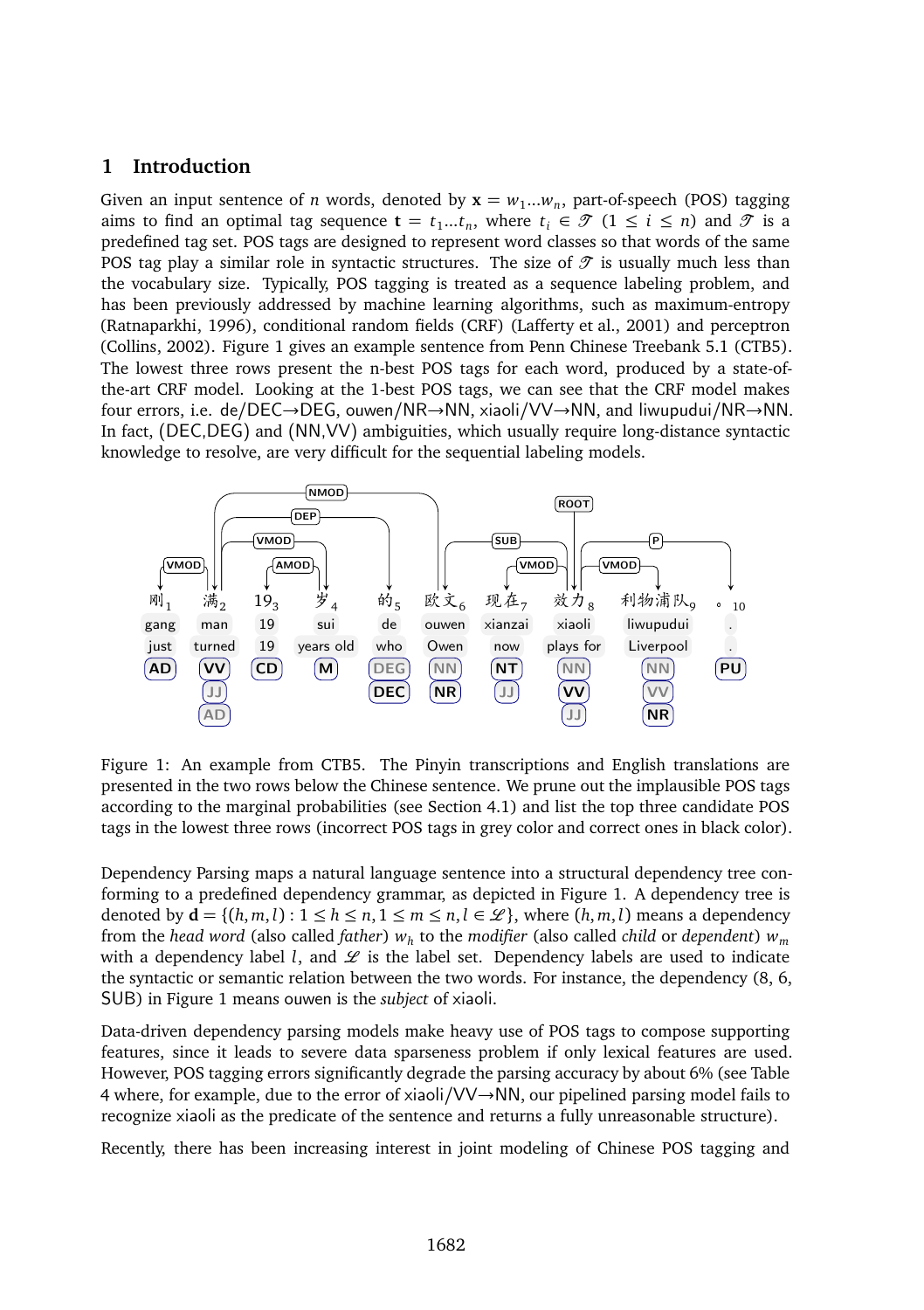## 1 Introduction

Given an input sentence of $n$ words, denoted by $\mathbf{x} = w_1...w_n$, part-of-speech (POS) tagging aims to find an optimal tag sequence $\mathbf{t} = t_1...t_n$, where $t_i \in \mathscr{T}$ $(1 \leq i \leq n)$ and $\mathscr{T}$ is a predefined tag set. POS tags are designed to represent word classes so that words of the same POS tag play a similar role in syntactic structures. The size of $\mathscr{T}$ is usually much less than the vocabulary size. Typically, POS tagging is treated as a sequence labeling problem, and has been previously addressed by machine learning algorithms, such as maximum-entropy (Ratnaparkhi, 1996), conditional random fields (CRF) (Lafferty et al., 2001) and perceptron (Collins, 2002). Figure 1 gives an example sentence from Penn Chinese Treebank 5.1 (CTB5). The lowest three rows present the n-best POS tags for each word, produced by a state-of-the-art CRF model. Looking at the 1-best POS tags, we can see that the CRF model makes four errors, i.e. de/DEC→DEG, ouwen/NR→NN, xiaoli/VV→NN, and liwupudui/NR→NN. In fact, (DEC,DEG) and (NN,VV) ambiguities, which usually require long-distance syntactic knowledge to resolve, are very difficult for the sequential labeling models.

NMOD
DEP
VMOD
AMOD
VMOD
SUB
VMOD
ROOT
VMOD
P

刚$_1$ 满$_2$ 19$_3$ 岁$_4$ 的$_5$ 欧文$_6$ 现在$_7$ 效力$_8$ 利物浦队$_9$ 。$_{10}$

gang man 19 sui de ouwen xianzai xiaoli liwupudui .

just turned 19 years old who Owen now plays for Liverpool .

AD VV CD M DEG NN NT NN NN PU

JJ DEC NR JJ VV VV

AD JJ NR

Figure 1: An example from CTB5. The Pinyin transcriptions and English translations are presented in the two rows below the Chinese sentence. We prune out the implausible POS tags according to the marginal probabilities (see Section 4.1) and list the top three candidate POS tags in the lowest three rows (incorrect POS tags in grey color and correct ones in black color).

Dependency Parsing maps a natural language sentence into a structural dependency tree conforming to a predefined dependency grammar, as depicted in Figure 1. A dependency tree is denoted by $\mathbf{d} = \{(h, m, l) : 1 \leq h \leq n, 1 \leq m \leq n, l \in \mathscr{L}\}$, where $(h, m, l)$ means a dependency from the *head word* (also called *father*) $w_h$ to the *modifier* (also called *child* or *dependent*) $w_m$ with a dependency label $l$, and $\mathscr{L}$ is the label set. Dependency labels are used to indicate the syntactic or semantic relation between the two words. For instance, the dependency (8, 6, SUB) in Figure 1 means ouwen is the *subject* of xiaoli.

Data-driven dependency parsing models make heavy use of POS tags to compose supporting features, since it leads to severe data sparseness problem if only lexical features are used. However, POS tagging errors significantly degrade the parsing accuracy by about 6% (see Table 4 where, for example, due to the error of xiaoli/VV→NN, our pipelined parsing model fails to recognize xiaoli as the predicate of the sentence and returns a fully unreasonable structure).

Recently, there has been increasing interest in joint modeling of Chinese POS tagging and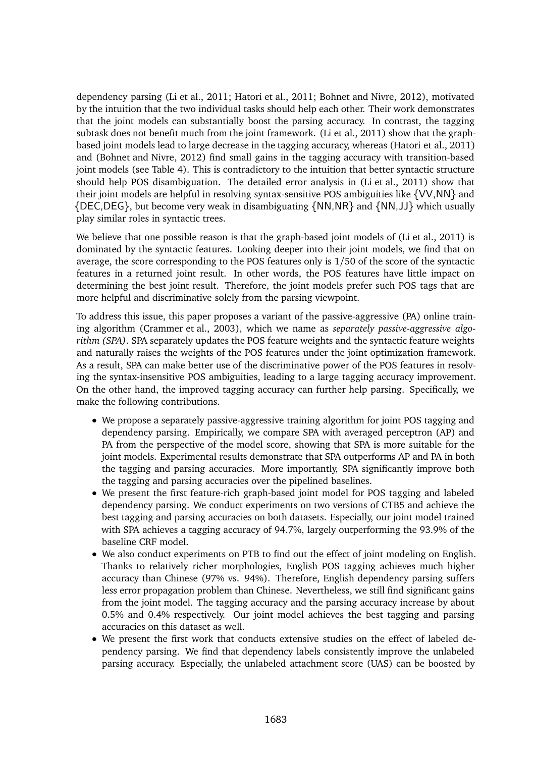dependency parsing (Li et al., 2011; Hatori et al., 2011; Bohnet and Nivre, 2012), motivated by the intuition that the two individual tasks should help each other. Their work demonstrates that the joint models can substantially boost the parsing accuracy. In contrast, the tagging subtask does not benefit much from the joint framework. (Li et al., 2011) show that the graph-based joint models lead to large decrease in the tagging accuracy, whereas (Hatori et al., 2011) and (Bohnet and Nivre, 2012) find small gains in the tagging accuracy with transition-based joint models (see Table 4). This is contradictory to the intuition that better syntactic structure should help POS disambiguation. The detailed error analysis in (Li et al., 2011) show that their joint models are helpful in resolving syntax-sensitive POS ambiguities like {VV,NN} and {DEC,DEG}, but become very weak in disambiguating {NN,NR} and {NN,JJ} which usually play similar roles in syntactic trees.

We believe that one possible reason is that the graph-based joint models of (Li et al., 2011) is dominated by the syntactic features. Looking deeper into their joint models, we find that on average, the score corresponding to the POS features only is 1/50 of the score of the syntactic features in a returned joint result. In other words, the POS features have little impact on determining the best joint result. Therefore, the joint models prefer such POS tags that are more helpful and discriminative solely from the parsing viewpoint.

To address this issue, this paper proposes a variant of the passive-aggressive (PA) online training algorithm (Crammer et al., 2003), which we name as *separately passive-aggressive algorithm (SPA)*. SPA separately updates the POS feature weights and the syntactic feature weights and naturally raises the weights of the POS features under the joint optimization framework. As a result, SPA can make better use of the discriminative power of the POS features in resolving the syntax-insensitive POS ambiguities, leading to a large tagging accuracy improvement. On the other hand, the improved tagging accuracy can further help parsing. Specifically, we make the following contributions.

- We propose a separately passive-aggressive training algorithm for joint POS tagging and dependency parsing. Empirically, we compare SPA with averaged perceptron (AP) and PA from the perspective of the model score, showing that SPA is more suitable for the joint models. Experimental results demonstrate that SPA outperforms AP and PA in both the tagging and parsing accuracies. More importantly, SPA significantly improve both the tagging and parsing accuracies over the pipelined baselines.
- We present the first feature-rich graph-based joint model for POS tagging and labeled dependency parsing. We conduct experiments on two versions of CTB5 and achieve the best tagging and parsing accuracies on both datasets. Especially, our joint model trained with SPA achieves a tagging accuracy of 94.7%, largely outperforming the 93.9% of the baseline CRF model.
- We also conduct experiments on PTB to find out the effect of joint modeling on English. Thanks to relatively richer morphologies, English POS tagging achieves much higher accuracy than Chinese (97% vs. 94%). Therefore, English dependency parsing suffers less error propagation problem than Chinese. Nevertheless, we still find significant gains from the joint model. The tagging accuracy and the parsing accuracy increase by about 0.5% and 0.4% respectively. Our joint model achieves the best tagging and parsing accuracies on this dataset as well.
- We present the first work that conducts extensive studies on the effect of labeled dependency parsing. We find that dependency labels consistently improve the unlabeled parsing accuracy. Especially, the unlabeled attachment score (UAS) can be boosted by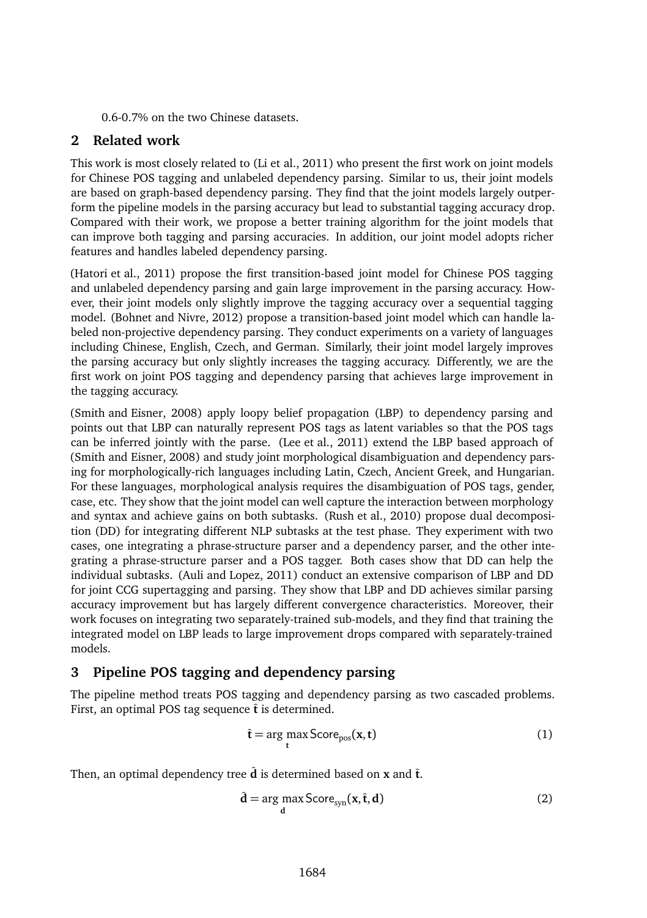0.6-0.7% on the two Chinese datasets.

## 2 Related work

This work is most closely related to (Li et al., 2011) who present the first work on joint models for Chinese POS tagging and unlabeled dependency parsing. Similar to us, their joint models are based on graph-based dependency parsing. They find that the joint models largely outperform the pipeline models in the parsing accuracy but lead to substantial tagging accuracy drop. Compared with their work, we propose a better training algorithm for the joint models that can improve both tagging and parsing accuracies. In addition, our joint model adopts richer features and handles labeled dependency parsing.

(Hatori et al., 2011) propose the first transition-based joint model for Chinese POS tagging and unlabeled dependency parsing and gain large improvement in the parsing accuracy. However, their joint models only slightly improve the tagging accuracy over a sequential tagging model. (Bohnet and Nivre, 2012) propose a transition-based joint model which can handle labeled non-projective dependency parsing. They conduct experiments on a variety of languages including Chinese, English, Czech, and German. Similarly, their joint model largely improves the parsing accuracy but only slightly increases the tagging accuracy. Differently, we are the first work on joint POS tagging and dependency parsing that achieves large improvement in the tagging accuracy.

(Smith and Eisner, 2008) apply loopy belief propagation (LBP) to dependency parsing and points out that LBP can naturally represent POS tags as latent variables so that the POS tags can be inferred jointly with the parse. (Lee et al., 2011) extend the LBP based approach of (Smith and Eisner, 2008) and study joint morphological disambiguation and dependency parsing for morphologically-rich languages including Latin, Czech, Ancient Greek, and Hungarian. For these languages, morphological analysis requires the disambiguation of POS tags, gender, case, etc. They show that the joint model can well capture the interaction between morphology and syntax and achieve gains on both subtasks. (Rush et al., 2010) propose dual decomposition (DD) for integrating different NLP subtasks at the test phase. They experiment with two cases, one integrating a phrase-structure parser and a dependency parser, and the other integrating a phrase-structure parser and a POS tagger. Both cases show that DD can help the individual subtasks. (Auli and Lopez, 2011) conduct an extensive comparison of LBP and DD for joint CCG supertagging and parsing. They show that LBP and DD achieves similar parsing accuracy improvement but has largely different convergence characteristics. Moreover, their work focuses on integrating two separately-trained sub-models, and they find that training the integrated model on LBP leads to large improvement drops compared with separately-trained models.

## 3 Pipeline POS tagging and dependency parsing

The pipeline method treats POS tagging and dependency parsing as two cascaded problems. First, an optimal POS tag sequence $\hat{\mathbf{t}}$ is determined.

$$\hat{\mathbf{t}} = \arg\max_{\mathbf{t}} \mathsf{Score}_{\text{pos}}(\mathbf{x}, \mathbf{t}) \tag{1}$$

Then, an optimal dependency tree $\hat{\mathbf{d}}$ is determined based on $\mathbf{x}$ and $\hat{\mathbf{t}}$.

$$\hat{\mathbf{d}} = \arg\max_{\mathbf{d}} \mathsf{Score}_{\text{syn}}(\mathbf{x}, \hat{\mathbf{t}}, \mathbf{d}) \tag{2}$$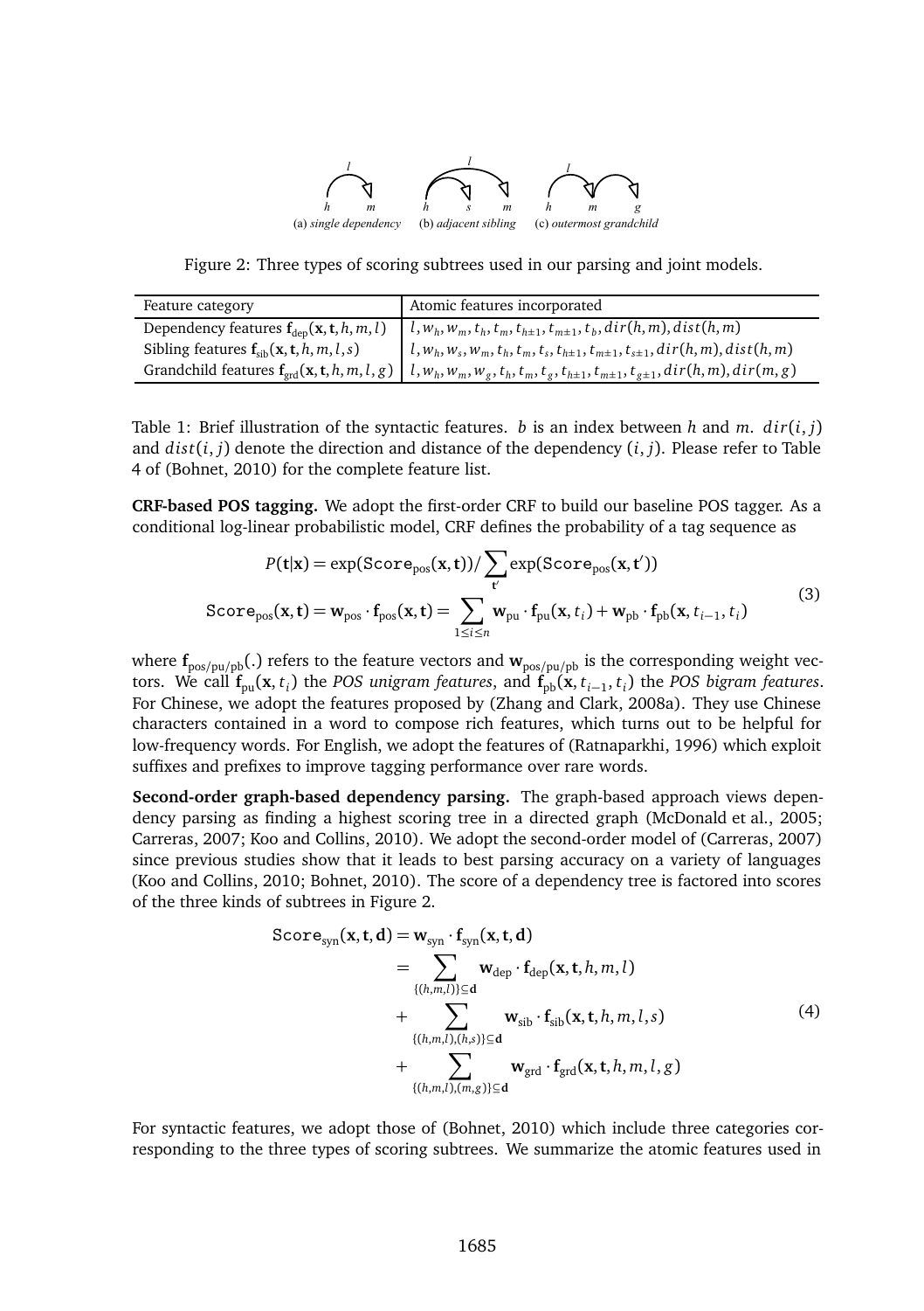Figure 2: Three types of scoring subtrees used in our parsing and joint models.

| Feature category | Atomic features incorporated |
|---|---|
| Dependency features $\mathbf{f}_{\text{dep}}(\mathbf{x}, \mathbf{t}, h, m, l)$ | $l, w_h, w_m, t_h, t_m, t_{h\pm1}, t_{m\pm1}, t_b, dir(h,m), dist(h,m)$ |
| Sibling features $\mathbf{f}_{\text{sib}}(\mathbf{x}, \mathbf{t}, h, m, l, s)$ | $l, w_h, w_s, w_m, t_h, t_m, t_s, t_{h\pm1}, t_{m\pm1}, t_{s\pm1}, dir(h,m), dist(h,m)$ |
| Grandchild features $\mathbf{f}_{\text{grd}}(\mathbf{x}, \mathbf{t}, h, m, l, g)$ | $l, w_h, w_m, w_g, t_h, t_m, t_g, t_{h\pm1}, t_{m\pm1}, t_{g\pm1}, dir(h,m), dir(m,g)$ |

Table 1: Brief illustration of the syntactic features. $b$ is an index between $h$ and $m$. $dir(i,j)$ and $dist(i,j)$ denote the direction and distance of the dependency $(i,j)$. Please refer to Table 4 of (Bohnet, 2010) for the complete feature list.

**CRF-based POS tagging.** We adopt the first-order CRF to build our baseline POS tagger. As a conditional log-linear probabilistic model, CRF defines the probability of a tag sequence as

$$
\begin{aligned}
P(\mathbf{t}|\mathbf{x}) &= \exp(\texttt{Score}_{\text{pos}}(\mathbf{x}, \mathbf{t})) / \sum_{\mathbf{t}'} \exp(\texttt{Score}_{\text{pos}}(\mathbf{x}, \mathbf{t}')) \\
\texttt{Score}_{\text{pos}}(\mathbf{x}, \mathbf{t}) &= \mathbf{w}_{\text{pos}} \cdot \mathbf{f}_{\text{pos}}(\mathbf{x}, \mathbf{t}) = \sum_{1 \le i \le n} \mathbf{w}_{\text{pu}} \cdot \mathbf{f}_{\text{pu}}(\mathbf{x}, t_i) + \mathbf{w}_{\text{pb}} \cdot \mathbf{f}_{\text{pb}}(\mathbf{x}, t_{i-1}, t_i)
\end{aligned}
\tag{3}
$$

where $\mathbf{f}_{\text{pos/pu/pb}}(.)$ refers to the feature vectors and $\mathbf{w}_{\text{pos/pu/pb}}$ is the corresponding weight vectors. We call $\mathbf{f}_{\text{pu}}(\mathbf{x}, t_i)$ the *POS unigram features*, and $\mathbf{f}_{\text{pb}}(\mathbf{x}, t_{i-1}, t_i)$ the *POS bigram features*. For Chinese, we adopt the features proposed by (Zhang and Clark, 2008a). They use Chinese characters contained in a word to compose rich features, which turns out to be helpful for low-frequency words. For English, we adopt the features of (Ratnaparkhi, 1996) which exploit suffixes and prefixes to improve tagging performance over rare words.

**Second-order graph-based dependency parsing.** The graph-based approach views dependency parsing as finding a highest scoring tree in a directed graph (McDonald et al., 2005; Carreras, 2007; Koo and Collins, 2010). We adopt the second-order model of (Carreras, 2007) since previous studies show that it leads to best parsing accuracy on a variety of languages (Koo and Collins, 2010; Bohnet, 2010). The score of a dependency tree is factored into scores of the three kinds of subtrees in Figure 2.

$$
\begin{aligned}
\texttt{Score}_{\text{syn}}(\mathbf{x}, \mathbf{t}, \mathbf{d}) &= \mathbf{w}_{\text{syn}} \cdot \mathbf{f}_{\text{syn}}(\mathbf{x}, \mathbf{t}, \mathbf{d}) \\
&= \sum_{\{(h,m,l)\} \subseteq \mathbf{d}} \mathbf{w}_{\text{dep}} \cdot \mathbf{f}_{\text{dep}}(\mathbf{x}, \mathbf{t}, h, m, l) \\
&+ \sum_{\{(h,m,l),(h,s)\} \subseteq \mathbf{d}} \mathbf{w}_{\text{sib}} \cdot \mathbf{f}_{\text{sib}}(\mathbf{x}, \mathbf{t}, h, m, l, s) \\
&+ \sum_{\{(h,m,l),(m,g)\} \subseteq \mathbf{d}} \mathbf{w}_{\text{grd}} \cdot \mathbf{f}_{\text{grd}}(\mathbf{x}, \mathbf{t}, h, m, l, g)
\end{aligned}
\tag{4}
$$

For syntactic features, we adopt those of (Bohnet, 2010) which include three categories corresponding to the three types of scoring subtrees. We summarize the atomic features used in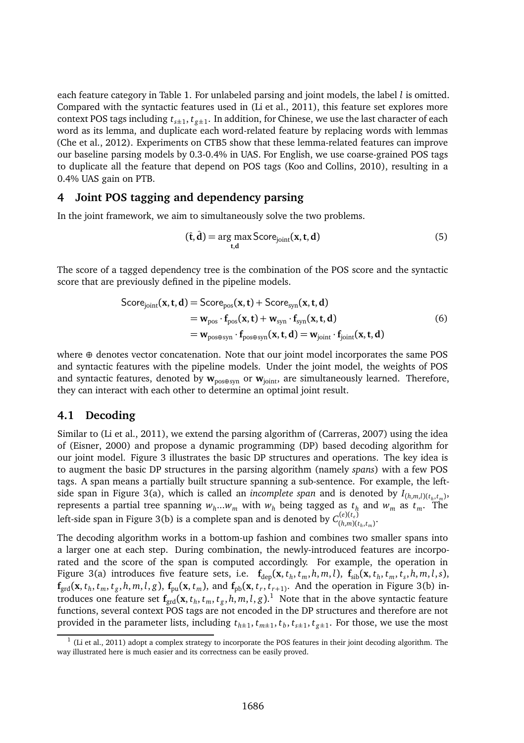each feature category in Table 1. For unlabeled parsing and joint models, the label $l$ is omitted. Compared with the syntactic features used in (Li et al., 2011), this feature set explores more context POS tags including $t_{s\pm1}, t_{g\pm1}$. In addition, for Chinese, we use the last character of each word as its lemma, and duplicate each word-related feature by replacing words with lemmas (Che et al., 2012). Experiments on CTB5 show that these lemma-related features can improve our baseline parsing models by 0.3-0.4% in UAS. For English, we use coarse-grained POS tags to duplicate all the feature that depend on POS tags (Koo and Collins, 2010), resulting in a 0.4% UAS gain on PTB.

## 4 Joint POS tagging and dependency parsing

In the joint framework, we aim to simultaneously solve the two problems.

$$(\hat{\mathbf{t}}, \hat{\mathbf{d}}) = \arg\max_{\mathbf{t},\mathbf{d}} \mathsf{Score}_{\text{joint}}(\mathbf{x}, \mathbf{t}, \mathbf{d}) \tag{5}$$

The score of a tagged dependency tree is the combination of the POS score and the syntactic score that are previously defined in the pipeline models.

$$\begin{aligned} \mathsf{Score}_{\text{joint}}(\mathbf{x}, \mathbf{t}, \mathbf{d}) &= \mathsf{Score}_{\text{pos}}(\mathbf{x}, \mathbf{t}) + \mathsf{Score}_{\text{syn}}(\mathbf{x}, \mathbf{t}, \mathbf{d}) \\ &= \mathbf{w}_{\text{pos}} \cdot \mathbf{f}_{\text{pos}}(\mathbf{x}, \mathbf{t}) + \mathbf{w}_{\text{syn}} \cdot \mathbf{f}_{\text{syn}}(\mathbf{x}, \mathbf{t}, \mathbf{d}) \\ &= \mathbf{w}_{\text{pos}\oplus\text{syn}} \cdot \mathbf{f}_{\text{pos}\oplus\text{syn}}(\mathbf{x}, \mathbf{t}, \mathbf{d}) = \mathbf{w}_{\text{joint}} \cdot \mathbf{f}_{\text{joint}}(\mathbf{x}, \mathbf{t}, \mathbf{d}) \end{aligned} \tag{6}$$

where $\oplus$ denotes vector concatenation. Note that our joint model incorporates the same POS and syntactic features with the pipeline models. Under the joint model, the weights of POS and syntactic features, denoted by $\mathbf{w}_{\text{pos}\oplus\text{syn}}$ or $\mathbf{w}_{\text{joint}}$, are simultaneously learned. Therefore, they can interact with each other to determine an optimal joint result.

### 4.1 Decoding

Similar to (Li et al., 2011), we extend the parsing algorithm of (Carreras, 2007) using the idea of (Eisner, 2000) and propose a dynamic programming (DP) based decoding algorithm for our joint model. Figure 3 illustrates the basic DP structures and operations. The key idea is to augment the basic DP structures in the parsing algorithm (namely *spans*) with a few POS tags. A span means a partially built structure spanning a sub-sentence. For example, the left-side span in Figure 3(a), which is called an *incomplete span* and is denoted by $I_{(h,m,l)(t_h,t_m)}$, represents a partial tree spanning $w_h...w_m$ with $w_h$ being tagged as $t_h$ and $w_m$ as $t_m$. The left-side span in Figure 3(b) is a complete span and is denoted by $C^{(e)(t_e)}_{(h,m)(t_h,t_m)}$.

The decoding algorithm works in a bottom-up fashion and combines two smaller spans into a larger one at each step. During combination, the newly-introduced features are incorporated and the score of the span is computed accordingly. For example, the operation in Figure 3(a) introduces five feature sets, i.e. $\mathbf{f}_{\text{dep}}(\mathbf{x}, t_h, t_m, h, m, l)$, $\mathbf{f}_{\text{sib}}(\mathbf{x}, t_h, t_m, t_s, h, m, l, s)$, $\mathbf{f}_{\text{grd}}(\mathbf{x}, t_h, t_m, t_g, h, m, l, g)$, $\mathbf{f}_{\text{pu}}(\mathbf{x}, t_m)$, and $\mathbf{f}_{\text{pb}}(\mathbf{x}, t_r, t_{r+1})$. And the operation in Figure 3(b) introduces one feature set $\mathbf{f}_{\text{grd}}(\mathbf{x}, t_h, t_m, t_g, h, m, l, g)$.[1] Note that in the above syntactic feature functions, several context POS tags are not encoded in the DP structures and therefore are not provided in the parameter lists, including $t_{h\pm1}, t_{m\pm1}, t_b, t_{s\pm1}, t_{g\pm1}$. For those, we use the most

[1] (Li et al., 2011) adopt a complex strategy to incorporate the POS features in their joint decoding algorithm. The way illustrated here is much easier and its correctness can be easily proved.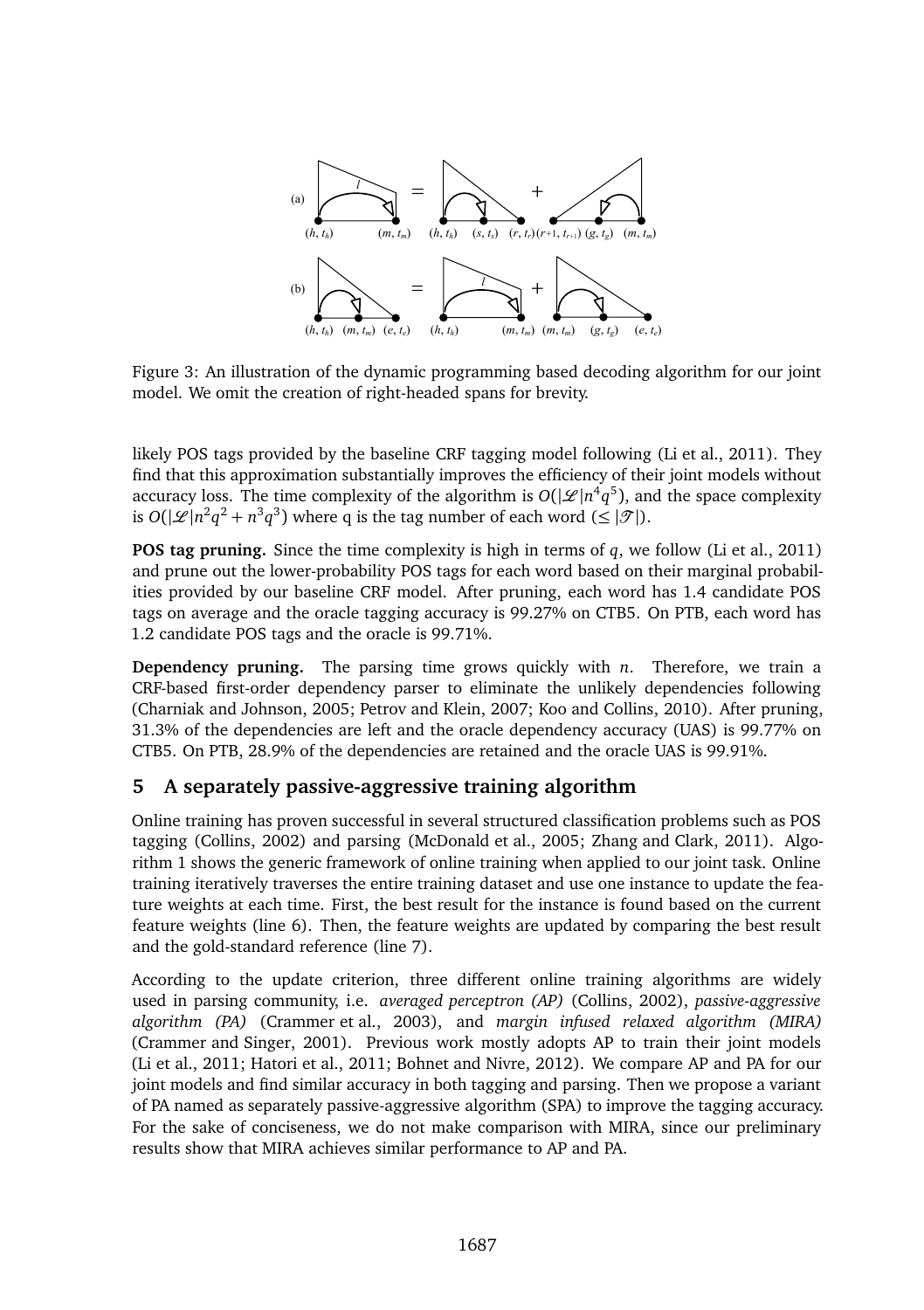(a)

$l$

$(h, t_h)$ $(m, t_m)$ = $(h, t_h)$ $(s, t_s)$ $(r, t_r)$ + $(r{+}1, t_{r+1})$ $(g, t_g)$ $(m, t_m)$

(b)

$(h, t_h)$ $(m, t_m)$ $(e, t_e)$ = $(h, t_h)$ $l$ $(m, t_m)$ + $(m, t_m)$ $(g, t_g)$ $(e, t_e)$

Figure 3: An illustration of the dynamic programming based decoding algorithm for our joint model. We omit the creation of right-headed spans for brevity.

likely POS tags provided by the baseline CRF tagging model following (Li et al., 2011). They find that this approximation substantially improves the efficiency of their joint models without accuracy loss. The time complexity of the algorithm is $O(|\mathscr{L}|n^4q^5)$, and the space complexity is $O(|\mathscr{L}|n^2q^2 + n^3q^3)$ where q is the tag number of each word ($\leq |\mathscr{T}|$).

**POS tag pruning.** Since the time complexity is high in terms of $q$, we follow (Li et al., 2011) and prune out the lower-probability POS tags for each word based on their marginal probabilities provided by our baseline CRF model. After pruning, each word has 1.4 candidate POS tags on average and the oracle tagging accuracy is 99.27% on CTB5. On PTB, each word has 1.2 candidate POS tags and the oracle is 99.71%.

**Dependency pruning.** The parsing time grows quickly with $n$. Therefore, we train a CRF-based first-order dependency parser to eliminate the unlikely dependencies following (Charniak and Johnson, 2005; Petrov and Klein, 2007; Koo and Collins, 2010). After pruning, 31.3% of the dependencies are left and the oracle dependency accuracy (UAS) is 99.77% on CTB5. On PTB, 28.9% of the dependencies are retained and the oracle UAS is 99.91%.

## 5 A separately passive-aggressive training algorithm

Online training has proven successful in several structured classification problems such as POS tagging (Collins, 2002) and parsing (McDonald et al., 2005; Zhang and Clark, 2011). Algorithm 1 shows the generic framework of online training when applied to our joint task. Online training iteratively traverses the entire training dataset and use one instance to update the feature weights at each time. First, the best result for the instance is found based on the current feature weights (line 6). Then, the feature weights are updated by comparing the best result and the gold-standard reference (line 7).

According to the update criterion, three different online training algorithms are widely used in parsing community, i.e. *averaged perceptron (AP)* (Collins, 2002), *passive-aggressive algorithm (PA)* (Crammer et al., 2003), and *margin infused relaxed algorithm (MIRA)* (Crammer and Singer, 2001). Previous work mostly adopts AP to train their joint models (Li et al., 2011; Hatori et al., 2011; Bohnet and Nivre, 2012). We compare AP and PA for our joint models and find similar accuracy in both tagging and parsing. Then we propose a variant of PA named as separately passive-aggressive algorithm (SPA) to improve the tagging accuracy. For the sake of conciseness, we do not make comparison with MIRA, since our preliminary results show that MIRA achieves similar performance to AP and PA.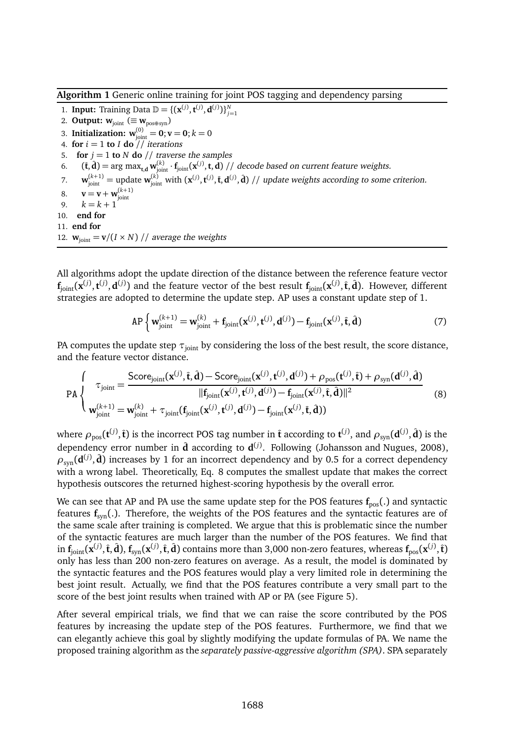**Algorithm 1** Generic online training for joint POS tagging and dependency parsing

1. **Input:** Training Data $\mathbb{D} = \{(\mathbf{x}^{(j)}, \mathbf{t}^{(j)}, \mathbf{d}^{(j)})\}_{j=1}^{N}$
2. **Output:** $\mathbf{w}_{\text{joint}}$ ($\equiv \mathbf{w}_{\text{pos}\oplus\text{syn}}$)
3. **Initialization:** $\mathbf{w}_{\text{joint}}^{(0)} = \mathbf{0}; \mathbf{v} = \mathbf{0}; k = 0$
4. **for** $i = 1$ **to** $I$ **do** // *iterations*
5. **for** $j = 1$ **to** $N$ **do** // *traverse the samples*
6. $(\hat{\mathbf{t}}, \hat{\mathbf{d}}) = \arg\max_{\mathbf{t},\mathbf{d}} \mathbf{w}_{\text{joint}}^{(k)} \cdot \mathbf{f}_{\text{joint}}(\mathbf{x}^{(j)}, \mathbf{t}, \mathbf{d})$ // *decode based on current feature weights.*
7. $\mathbf{w}_{\text{joint}}^{(k+1)} = \text{update } \mathbf{w}_{\text{joint}}^{(k)} \text{ with } (\mathbf{x}^{(j)}, \mathbf{t}^{(j)}, \hat{\mathbf{t}}, \mathbf{d}^{(j)}, \hat{\mathbf{d}})$ // *update weights according to some criterion.*
8. $\mathbf{v} = \mathbf{v} + \mathbf{w}_{\text{joint}}^{(k+1)}$
9. $k = k + 1$
10. **end for**
11. **end for**
12. $\mathbf{w}_{\text{joint}} = \mathbf{v}/(I \times N)$ // *average the weights*

All algorithms adopt the update direction of the distance between the reference feature vector $\mathbf{f}_{\text{joint}}(\mathbf{x}^{(j)}, \mathbf{t}^{(j)}, \mathbf{d}^{(j)})$ and the feature vector of the best result $\mathbf{f}_{\text{joint}}(\mathbf{x}^{(j)}, \hat{\mathbf{t}}, \hat{\mathbf{d}})$. However, different strategies are adopted to determine the update step. AP uses a constant update step of 1.

$$\texttt{AP}\left\{ \mathbf{w}_{\text{joint}}^{(k+1)} = \mathbf{w}_{\text{joint}}^{(k)} + \mathbf{f}_{\text{joint}}(\mathbf{x}^{(j)}, \mathbf{t}^{(j)}, \mathbf{d}^{(j)}) - \mathbf{f}_{\text{joint}}(\mathbf{x}^{(j)}, \hat{\mathbf{t}}, \hat{\mathbf{d}}) \right. \tag{7}$$

PA computes the update step $\tau_{\text{joint}}$ by considering the loss of the best result, the score distance, and the feature vector distance.

$$\texttt{PA}\left\{ \begin{array}{l} \tau_{\text{joint}} = \dfrac{\text{Score}_{\text{joint}}(\mathbf{x}^{(j)}, \hat{\mathbf{t}}, \hat{\mathbf{d}}) - \text{Score}_{\text{joint}}(\mathbf{x}^{(j)}, \mathbf{t}^{(j)}, \mathbf{d}^{(j)}) + \rho_{\text{pos}}(\mathbf{t}^{(j)}, \hat{\mathbf{t}}) + \rho_{\text{syn}}(\mathbf{d}^{(j)}, \hat{\mathbf{d}})}{\|\mathbf{f}_{\text{joint}}(\mathbf{x}^{(j)}, \mathbf{t}^{(j)}, \mathbf{d}^{(j)}) - \mathbf{f}_{\text{joint}}(\mathbf{x}^{(j)}, \hat{\mathbf{t}}, \hat{\mathbf{d}})\|^2} \\ \mathbf{w}_{\text{joint}}^{(k+1)} = \mathbf{w}_{\text{joint}}^{(k)} + \tau_{\text{joint}}(\mathbf{f}_{\text{joint}}(\mathbf{x}^{(j)}, \mathbf{t}^{(j)}, \mathbf{d}^{(j)}) - \mathbf{f}_{\text{joint}}(\mathbf{x}^{(j)}, \hat{\mathbf{t}}, \hat{\mathbf{d}})) \end{array} \right. \tag{8}$$

where $\rho_{\text{pos}}(\mathbf{t}^{(j)}, \hat{\mathbf{t}})$ is the incorrect POS tag number in $\hat{\mathbf{t}}$ according to $\mathbf{t}^{(j)}$, and $\rho_{\text{syn}}(\mathbf{d}^{(j)}, \hat{\mathbf{d}})$ is the dependency error number in $\hat{\mathbf{d}}$ according to $\mathbf{d}^{(j)}$. Following (Johansson and Nugues, 2008), $\rho_{\text{syn}}(\mathbf{d}^{(j)}, \hat{\mathbf{d}})$ increases by 1 for an incorrect dependency and by 0.5 for a correct dependency with a wrong label. Theoretically, Eq. 8 computes the smallest update that makes the correct hypothesis outscores the returned highest-scoring hypothesis by the overall error.

We can see that AP and PA use the same update step for the POS features $\mathbf{f}_{\text{pos}}(.)$ and syntactic features $\mathbf{f}_{\text{syn}}(.)$. Therefore, the weights of the POS features and the syntactic features are of the same scale after training is completed. We argue that this is problematic since the number of the syntactic features are much larger than the number of the POS features. We find that in $\mathbf{f}_{\text{joint}}(\mathbf{x}^{(j)}, \hat{\mathbf{t}}, \hat{\mathbf{d}})$, $\mathbf{f}_{\text{syn}}(\mathbf{x}^{(j)}, \hat{\mathbf{t}}, \hat{\mathbf{d}})$ contains more than 3,000 non-zero features, whereas $\mathbf{f}_{\text{pos}}(\mathbf{x}^{(j)}, \hat{\mathbf{t}})$ only has less than 200 non-zero features on average. As a result, the model is dominated by the syntactic features and the POS features would play a very limited role in determining the best joint result. Actually, we find that the POS features contribute a very small part to the score of the best joint results when trained with AP or PA (see Figure 5).

After several empirical trials, we find that we can raise the score contributed by the POS features by increasing the update step of the POS features. Furthermore, we find that we can elegantly achieve this goal by slightly modifying the update formulas of PA. We name the proposed training algorithm as the *separately passive-aggressive algorithm (SPA)*. SPA separately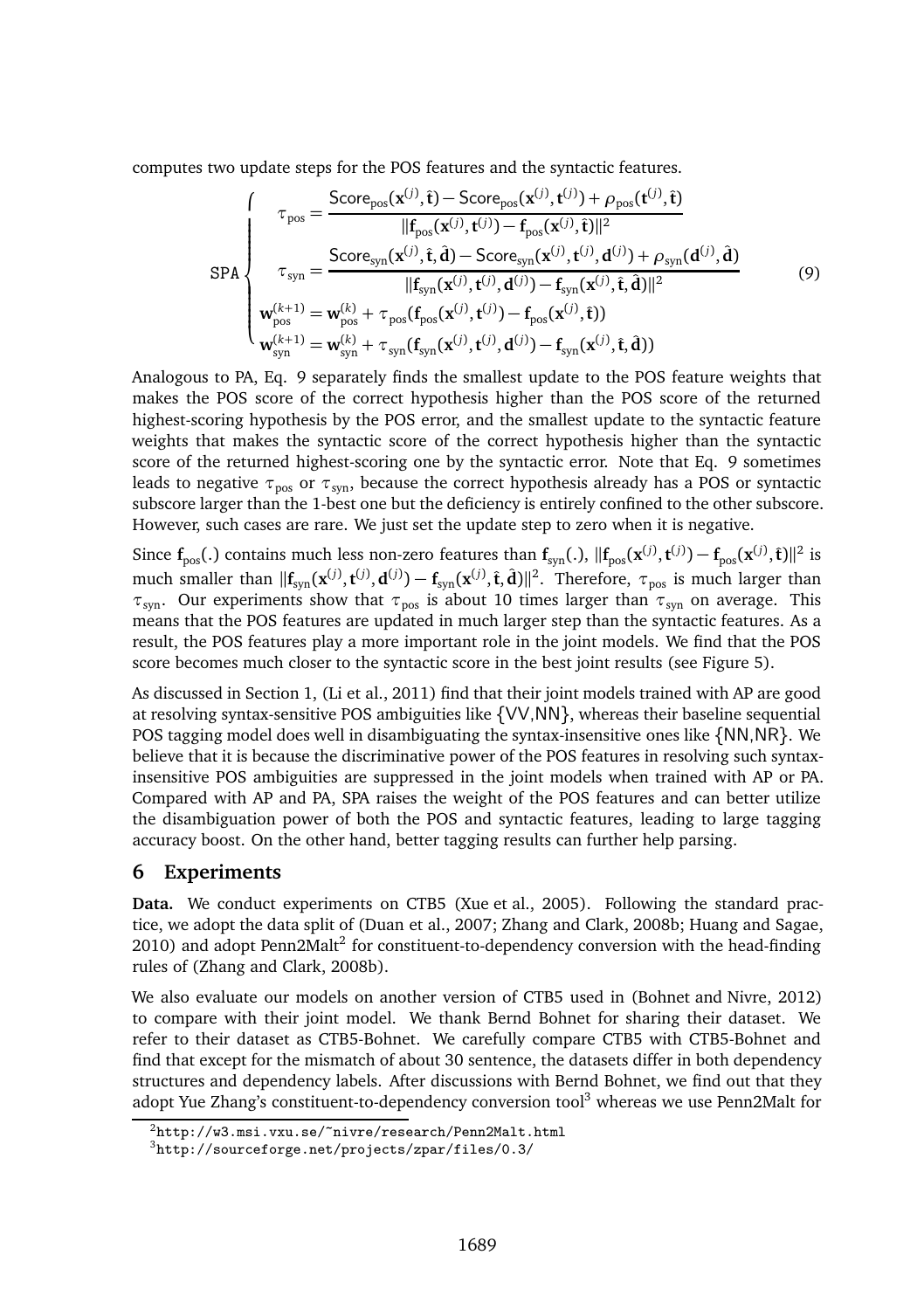computes two update steps for the POS features and the syntactic features.

$$
\text{SPA} \begin{cases} \tau_{\text{pos}} = \dfrac{\text{Score}_{\text{pos}}(\mathbf{x}^{(j)}, \hat{\mathbf{t}}) - \text{Score}_{\text{pos}}(\mathbf{x}^{(j)}, \mathbf{t}^{(j)}) + \rho_{\text{pos}}(\mathbf{t}^{(j)}, \hat{\mathbf{t}})}{\|\mathbf{f}_{\text{pos}}(\mathbf{x}^{(j)}, \mathbf{t}^{(j)}) - \mathbf{f}_{\text{pos}}(\mathbf{x}^{(j)}, \hat{\mathbf{t}})\|^2} \\ \tau_{\text{syn}} = \dfrac{\text{Score}_{\text{syn}}(\mathbf{x}^{(j)}, \hat{\mathbf{t}}, \hat{\mathbf{d}}) - \text{Score}_{\text{syn}}(\mathbf{x}^{(j)}, \mathbf{t}^{(j)}, \mathbf{d}^{(j)}) + \rho_{\text{syn}}(\mathbf{d}^{(j)}, \hat{\mathbf{d}})}{\|\mathbf{f}_{\text{syn}}(\mathbf{x}^{(j)}, \mathbf{t}^{(j)}, \mathbf{d}^{(j)}) - \mathbf{f}_{\text{syn}}(\mathbf{x}^{(j)}, \hat{\mathbf{t}}, \hat{\mathbf{d}})\|^2} \\ \mathbf{w}_{\text{pos}}^{(k+1)} = \mathbf{w}_{\text{pos}}^{(k)} + \tau_{\text{pos}}(\mathbf{f}_{\text{pos}}(\mathbf{x}^{(j)}, \mathbf{t}^{(j)}) - \mathbf{f}_{\text{pos}}(\mathbf{x}^{(j)}, \hat{\mathbf{t}})) \\ \mathbf{w}_{\text{syn}}^{(k+1)} = \mathbf{w}_{\text{syn}}^{(k)} + \tau_{\text{syn}}(\mathbf{f}_{\text{syn}}(\mathbf{x}^{(j)}, \mathbf{t}^{(j)}, \mathbf{d}^{(j)}) - \mathbf{f}_{\text{syn}}(\mathbf{x}^{(j)}, \hat{\mathbf{t}}, \hat{\mathbf{d}})) \end{cases} \tag{9}
$$

Analogous to PA, Eq. 9 separately finds the smallest update to the POS feature weights that makes the POS score of the correct hypothesis higher than the POS score of the returned highest-scoring hypothesis by the POS error, and the smallest update to the syntactic feature weights that makes the syntactic score of the correct hypothesis higher than the syntactic score of the returned highest-scoring one by the syntactic error. Note that Eq. 9 sometimes leads to negative $\tau_{\text{pos}}$ or $\tau_{\text{syn}}$, because the correct hypothesis already has a POS or syntactic subscore larger than the 1-best one but the deficiency is entirely confined to the other subscore. However, such cases are rare. We just set the update step to zero when it is negative.

Since $\mathbf{f}_{\text{pos}}(.)$ contains much less non-zero features than $\mathbf{f}_{\text{syn}}(.)$, $\|\mathbf{f}_{\text{pos}}(\mathbf{x}^{(j)}, \mathbf{t}^{(j)}) - \mathbf{f}_{\text{pos}}(\mathbf{x}^{(j)}, \hat{\mathbf{t}})\|^2$ is much smaller than $\|\mathbf{f}_{\text{syn}}(\mathbf{x}^{(j)}, \mathbf{t}^{(j)}, \mathbf{d}^{(j)}) - \mathbf{f}_{\text{syn}}(\mathbf{x}^{(j)}, \hat{\mathbf{t}}, \hat{\mathbf{d}})\|^2$. Therefore, $\tau_{\text{pos}}$ is much larger than $\tau_{\text{syn}}$. Our experiments show that $\tau_{\text{pos}}$ is about 10 times larger than $\tau_{\text{syn}}$ on average. This means that the POS features are updated in much larger step than the syntactic features. As a result, the POS features play a more important role in the joint models. We find that the POS score becomes much closer to the syntactic score in the best joint results (see Figure 5).

As discussed in Section 1, (Li et al., 2011) find that their joint models trained with AP are good at resolving syntax-sensitive POS ambiguities like {VV,NN}, whereas their baseline sequential POS tagging model does well in disambiguating the syntax-insensitive ones like {NN,NR}. We believe that it is because the discriminative power of the POS features in resolving such syntax-insensitive POS ambiguities are suppressed in the joint models when trained with AP or PA. Compared with AP and PA, SPA raises the weight of the POS features and can better utilize the disambiguation power of both the POS and syntactic features, leading to large tagging accuracy boost. On the other hand, better tagging results can further help parsing.

## 6 Experiments

**Data.** We conduct experiments on CTB5 (Xue et al., 2005). Following the standard practice, we adopt the data split of (Duan et al., 2007; Zhang and Clark, 2008b; Huang and Sagae, 2010) and adopt Penn2Malt[2] for constituent-to-dependency conversion with the head-finding rules of (Zhang and Clark, 2008b).

We also evaluate our models on another version of CTB5 used in (Bohnet and Nivre, 2012) to compare with their joint model. We thank Bernd Bohnet for sharing their dataset. We refer to their dataset as CTB5-Bohnet. We carefully compare CTB5 with CTB5-Bohnet and find that except for the mismatch of about 30 sentence, the datasets differ in both dependency structures and dependency labels. After discussions with Bernd Bohnet, we find out that they adopt Yue Zhang's constituent-to-dependency conversion tool[3] whereas we use Penn2Malt for

[2] http://w3.msi.vxu.se/~nivre/research/Penn2Malt.html

[3] http://sourceforge.net/projects/zpar/files/0.3/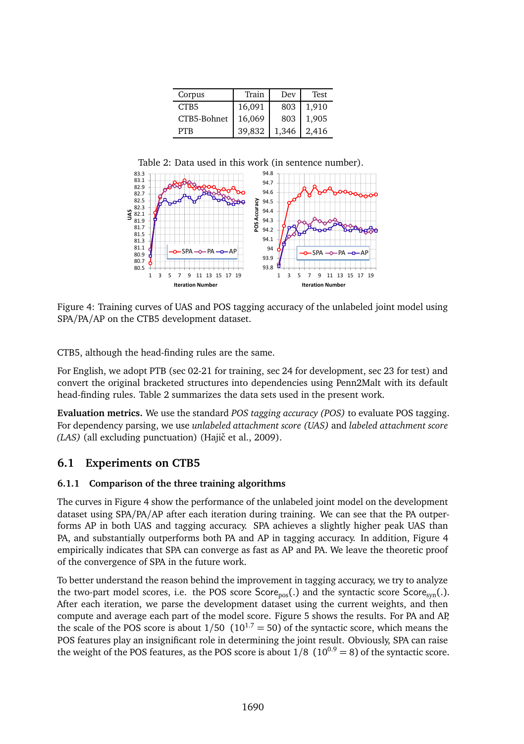| Corpus | Train | Dev | Test |
|---|---|---|---|
| CTB5 | 16,091 | 803 | 1,910 |
| CTB5-Bohnet | 16,069 | 803 | 1,905 |
| PTB | 39,832 | 1,346 | 2,416 |

Table 2: Data used in this work (in sentence number).

UAS
83.3
83.1
82.9
82.7
82.5
82.3
82.1
81.9
81.7
81.5
81.3
81.1
80.9
80.7
80.5
1 3 5 7 9 11 13 15 17 19
Iteration Number
SPA PA AP

POS Accuracy
94.8
94.7
94.6
94.5
94.4
94.3
94.2
94.1
94
93.9
93.8
1 3 5 7 9 11 13 15 17 19
Iteration Number
SPA PA AP

Figure 4: Training curves of UAS and POS tagging accuracy of the unlabeled joint model using SPA/PA/AP on the CTB5 development dataset.

CTB5, although the head-finding rules are the same.

For English, we adopt PTB (sec 02-21 for training, sec 24 for development, sec 23 for test) and convert the original bracketed structures into dependencies using Penn2Malt with its default head-finding rules. Table 2 summarizes the data sets used in the present work.

**Evaluation metrics.** We use the standard *POS tagging accuracy (POS)* to evaluate POS tagging. For dependency parsing, we use *unlabeled attachment score (UAS)* and *labeled attachment score (LAS)* (all excluding punctuation) (Hajič et al., 2009).

## 6.1 Experiments on CTB5

### 6.1.1 Comparison of the three training algorithms

The curves in Figure 4 show the performance of the unlabeled joint model on the development dataset using SPA/PA/AP after each iteration during training. We can see that the PA outperforms AP in both UAS and tagging accuracy. SPA achieves a slightly higher peak UAS than PA, and substantially outperforms both PA and AP in tagging accuracy. In addition, Figure 4 empirically indicates that SPA can converge as fast as AP and PA. We leave the theoretic proof of the convergence of SPA in the future work.

To better understand the reason behind the improvement in tagging accuracy, we try to analyze the two-part model scores, i.e. the POS score $\text{Score}_{pos}(.)$ and the syntactic score $\text{Score}_{syn}(.)$. After each iteration, we parse the development dataset using the current weights, and then compute and average each part of the model score. Figure 5 shows the results. For PA and AP, the scale of the POS score is about $1/50$ $(10^{1.7} = 50)$ of the syntactic score, which means the POS features play an insignificant role in determining the joint result. Obviously, SPA can raise the weight of the POS features, as the POS score is about $1/8$ $(10^{0.9} = 8)$ of the syntactic score.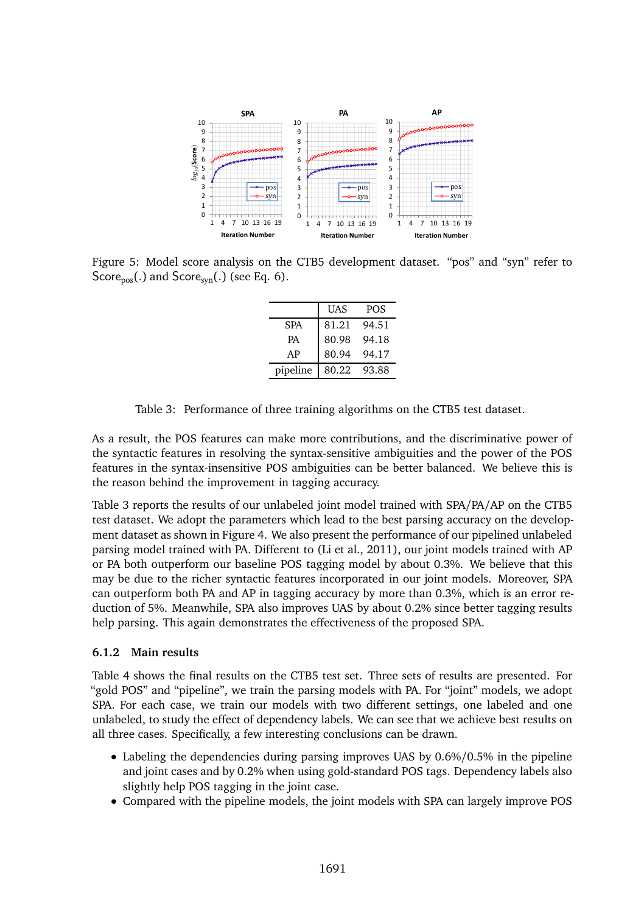SPA

PA

AP

$log_{10}$(Score)

10 9 8 7 6 5 4 3 2 1 0

1 4 7 10 13 16 19

Iteration Number

pos

syn

Figure 5: Model score analysis on the CTB5 development dataset. "pos" and "syn" refer to $\text{Score}_{\text{pos}}(.)$ and $\text{Score}_{\text{syn}}(.)$ (see Eq. 6).

| | UAS | POS |
|---|---|---|
| SPA | 81.21 | 94.51 |
| PA | 80.98 | 94.18 |
| AP | 80.94 | 94.17 |
| pipeline | 80.22 | 93.88 |

Table 3: Performance of three training algorithms on the CTB5 test dataset.

As a result, the POS features can make more contributions, and the discriminative power of the syntactic features in resolving the syntax-sensitive ambiguities and the power of the POS features in the syntax-insensitive POS ambiguities can be better balanced. We believe this is the reason behind the improvement in tagging accuracy.

Table 3 reports the results of our unlabeled joint model trained with SPA/PA/AP on the CTB5 test dataset. We adopt the parameters which lead to the best parsing accuracy on the development dataset as shown in Figure 4. We also present the performance of our pipelined unlabeled parsing model trained with PA. Different to (Li et al., 2011), our joint models trained with AP or PA both outperform our baseline POS tagging model by about 0.3%. We believe that this may be due to the richer syntactic features incorporated in our joint models. Moreover, SPA can outperform both PA and AP in tagging accuracy by more than 0.3%, which is an error reduction of 5%. Meanwhile, SPA also improves UAS by about 0.2% since better tagging results help parsing. This again demonstrates the effectiveness of the proposed SPA.

### 6.1.2 Main results

Table 4 shows the final results on the CTB5 test set. Three sets of results are presented. For "gold POS" and "pipeline", we train the parsing models with PA. For "joint" models, we adopt SPA. For each case, we train our models with two different settings, one labeled and one unlabeled, to study the effect of dependency labels. We can see that we achieve best results on all three cases. Specifically, a few interesting conclusions can be drawn.

- Labeling the dependencies during parsing improves UAS by 0.6%/0.5% in the pipeline and joint cases and by 0.2% when using gold-standard POS tags. Dependency labels also slightly help POS tagging in the joint case.
- Compared with the pipeline models, the joint models with SPA can largely improve POS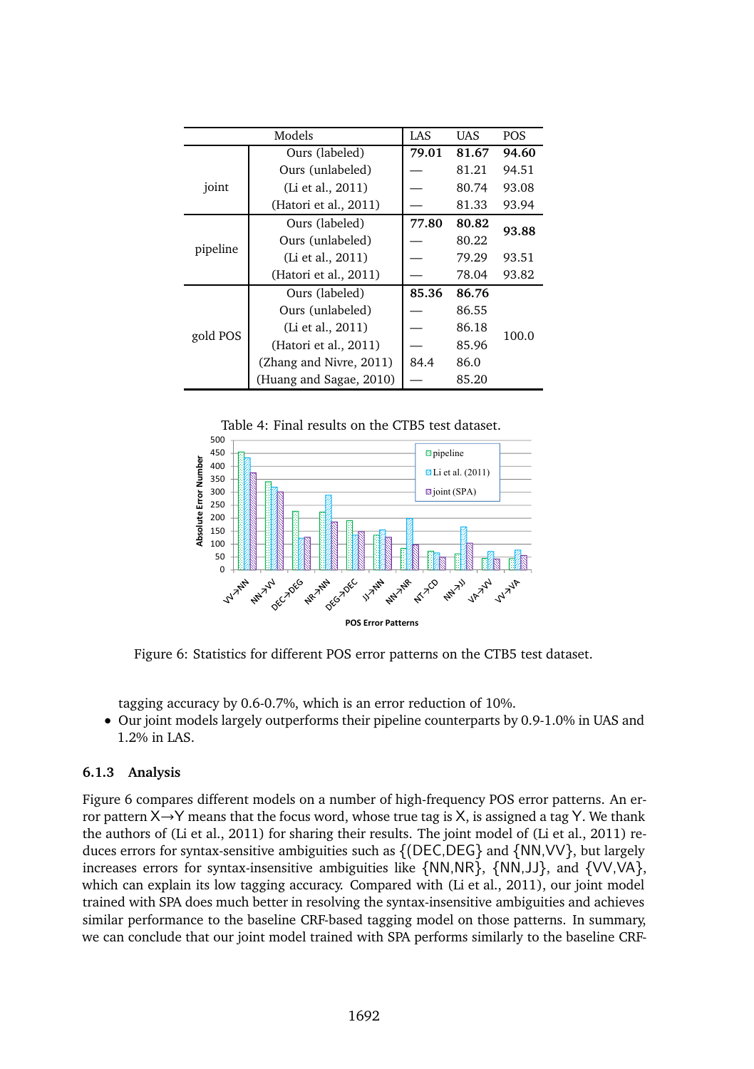| Models | | LAS | UAS | POS |
|---|---|---|---|---|
| joint | Ours (labeled) | **79.01** | **81.67** | **94.60** |
| | Ours (unlabeled) | — | 81.21 | 94.51 |
| | (Li et al., 2011) | — | 80.74 | 93.08 |
| | (Hatori et al., 2011) | — | 81.33 | 93.94 |
| pipeline | Ours (labeled) | **77.80** | **80.82** | **93.88** |
| | Ours (unlabeled) | — | 80.22 | |
| | (Li et al., 2011) | — | 79.29 | 93.51 |
| | (Hatori et al., 2011) | — | 78.04 | 93.82 |
| gold POS | Ours (labeled) | **85.36** | **86.76** | 100.0 |
| | Ours (unlabeled) | — | 86.55 | |
| | (Li et al., 2011) | — | 86.18 | |
| | (Hatori et al., 2011) | — | 85.96 | |
| | (Zhang and Nivre, 2011) | 84.4 | 86.0 | |
| | (Huang and Sagae, 2010) | — | 85.20 | |

Table 4: Final results on the CTB5 test dataset.

Absolute Error Number

500
450
400
350
300
250
200
150
100
50
0

pipeline
Li et al. (2011)
joint (SPA)

VV->NN
NN->VV
DEC->DEG
NR->NN
DEG->DEC
JJ->NN
NN->NR
NT->CD
NN->JJ
VA->VV
VV->VA

POS Error Patterns

Figure 6: Statistics for different POS error patterns on the CTB5 test dataset.

tagging accuracy by 0.6-0.7%, which is an error reduction of 10%.

- Our joint models largely outperforms their pipeline counterparts by 0.9-1.0% in UAS and 1.2% in LAS.

### 6.1.3 Analysis

Figure 6 compares different models on a number of high-frequency POS error patterns. An error pattern X→Y means that the focus word, whose true tag is X, is assigned a tag Y. We thank the authors of (Li et al., 2011) for sharing their results. The joint model of (Li et al., 2011) reduces errors for syntax-sensitive ambiguities such as {(DEC,DEG} and {NN,VV}, but largely increases errors for syntax-insensitive ambiguities like {NN,NR}, {NN,JJ}, and {VV,VA}, which can explain its low tagging accuracy. Compared with (Li et al., 2011), our joint model trained with SPA does much better in resolving the syntax-insensitive ambiguities and achieves similar performance to the baseline CRF-based tagging model on those patterns. In summary, we can conclude that our joint model trained with SPA performs similarly to the baseline CRF-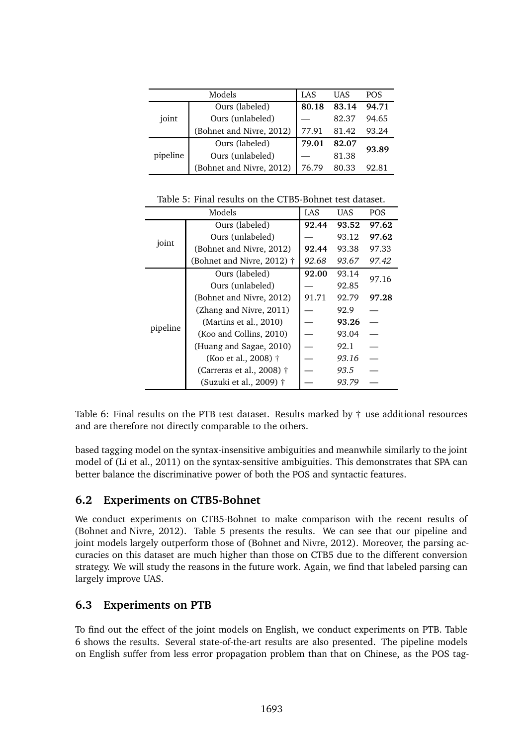| Models | | LAS | UAS | POS |
|---|---|---|---|---|
| joint | Ours (labeled) | **80.18** | **83.14** | **94.71** |
| | Ours (unlabeled) | — | 82.37 | 94.65 |
| | (Bohnet and Nivre, 2012) | 77.91 | 81.42 | 93.24 |
| pipeline | Ours (labeled) | **79.01** | **82.07** | **93.89** |
| | Ours (unlabeled) | — | 81.38 | |
| | (Bohnet and Nivre, 2012) | 76.79 | 80.33 | 92.81 |

Table 5: Final results on the CTB5-Bohnet test dataset.

| Models | | LAS | UAS | POS |
|---|---|---|---|---|
| joint | Ours (labeled) | **92.44** | **93.52** | **97.62** |
| | Ours (unlabeled) | — | 93.12 | **97.62** |
| | (Bohnet and Nivre, 2012) | **92.44** | 93.38 | 97.33 |
| | (Bohnet and Nivre, 2012) † | *92.68* | *93.67* | *97.42* |
| pipeline | Ours (labeled) | **92.00** | 93.14 | 97.16 |
| | Ours (unlabeled) | — | 92.85 | |
| | (Bohnet and Nivre, 2012) | 91.71 | 92.79 | **97.28** |
| | (Zhang and Nivre, 2011) | — | 92.9 | — |
| | (Martins et al., 2010) | — | **93.26** | — |
| | (Koo and Collins, 2010) | — | 93.04 | — |
| | (Huang and Sagae, 2010) | — | 92.1 | — |
| | (Koo et al., 2008) † | — | *93.16* | — |
| | (Carreras et al., 2008) † | — | *93.5* | — |
| | (Suzuki et al., 2009) † | — | *93.79* | — |

Table 6: Final results on the PTB test dataset. Results marked by † use additional resources and are therefore not directly comparable to the others.

based tagging model on the syntax-insensitive ambiguities and meanwhile similarly to the joint model of (Li et al., 2011) on the syntax-sensitive ambiguities. This demonstrates that SPA can better balance the discriminative power of both the POS and syntactic features.

## 6.2 Experiments on CTB5-Bohnet

We conduct experiments on CTB5-Bohnet to make comparison with the recent results of (Bohnet and Nivre, 2012). Table 5 presents the results. We can see that our pipeline and joint models largely outperform those of (Bohnet and Nivre, 2012). Moreover, the parsing accuracies on this dataset are much higher than those on CTB5 due to the different conversion strategy. We will study the reasons in the future work. Again, we find that labeled parsing can largely improve UAS.

## 6.3 Experiments on PTB

To find out the effect of the joint models on English, we conduct experiments on PTB. Table 6 shows the results. Several state-of-the-art results are also presented. The pipeline models on English suffer from less error propagation problem than that on Chinese, as the POS tag-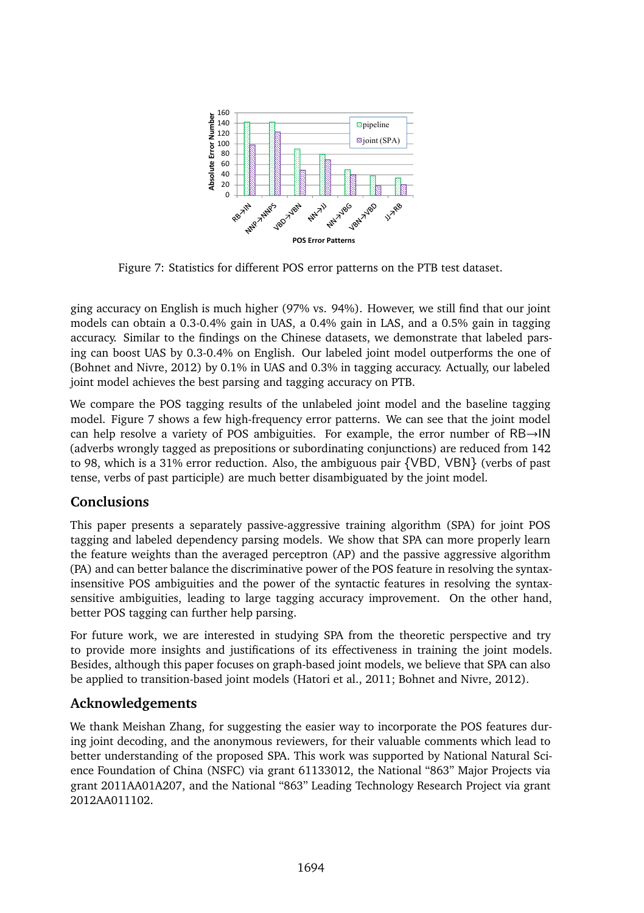160
140
120
100
80
60
40
20
0

Absolute Error Number

pipeline
joint (SPA)

RB→IN
NNP→NNPS
VBD→VBN
NN→JJ
NN→VBG
VBN→VBD
JJ→RB

POS Error Patterns

Figure 7: Statistics for different POS error patterns on the PTB test dataset.

ging accuracy on English is much higher (97% vs. 94%). However, we still find that our joint models can obtain a 0.3-0.4% gain in UAS, a 0.4% gain in LAS, and a 0.5% gain in tagging accuracy. Similar to the findings on the Chinese datasets, we demonstrate that labeled parsing can boost UAS by 0.3-0.4% on English. Our labeled joint model outperforms the one of (Bohnet and Nivre, 2012) by 0.1% in UAS and 0.3% in tagging accuracy. Actually, our labeled joint model achieves the best parsing and tagging accuracy on PTB.

We compare the POS tagging results of the unlabeled joint model and the baseline tagging model. Figure 7 shows a few high-frequency error patterns. We can see that the joint model can help resolve a variety of POS ambiguities. For example, the error number of RB→IN (adverbs wrongly tagged as prepositions or subordinating conjunctions) are reduced from 142 to 98, which is a 31% error reduction. Also, the ambiguous pair {VBD, VBN} (verbs of past tense, verbs of past participle) are much better disambiguated by the joint model.

## Conclusions

This paper presents a separately passive-aggressive training algorithm (SPA) for joint POS tagging and labeled dependency parsing models. We show that SPA can more properly learn the feature weights than the averaged perceptron (AP) and the passive aggressive algorithm (PA) and can better balance the discriminative power of the POS feature in resolving the syntax-insensitive POS ambiguities and the power of the syntactic features in resolving the syntax-sensitive ambiguities, leading to large tagging accuracy improvement. On the other hand, better POS tagging can further help parsing.

For future work, we are interested in studying SPA from the theoretic perspective and try to provide more insights and justifications of its effectiveness in training the joint models. Besides, although this paper focuses on graph-based joint models, we believe that SPA can also be applied to transition-based joint models (Hatori et al., 2011; Bohnet and Nivre, 2012).

## Acknowledgements

We thank Meishan Zhang, for suggesting the easier way to incorporate the POS features during joint decoding, and the anonymous reviewers, for their valuable comments which lead to better understanding of the proposed SPA. This work was supported by National Natural Science Foundation of China (NSFC) via grant 61133012, the National "863" Major Projects via grant 2011AA01A207, and the National "863" Leading Technology Research Project via grant 2012AA011102.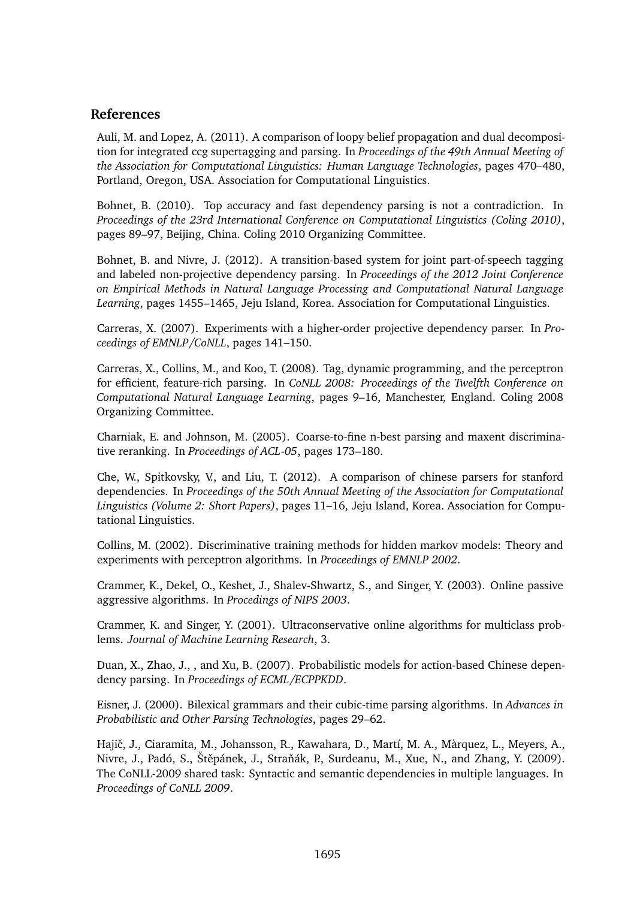## References

Auli, M. and Lopez, A. (2011). A comparison of loopy belief propagation and dual decomposition for integrated ccg supertagging and parsing. In *Proceedings of the 49th Annual Meeting of the Association for Computational Linguistics: Human Language Technologies*, pages 470–480, Portland, Oregon, USA. Association for Computational Linguistics.

Bohnet, B. (2010). Top accuracy and fast dependency parsing is not a contradiction. In *Proceedings of the 23rd International Conference on Computational Linguistics (Coling 2010)*, pages 89–97, Beijing, China. Coling 2010 Organizing Committee.

Bohnet, B. and Nivre, J. (2012). A transition-based system for joint part-of-speech tagging and labeled non-projective dependency parsing. In *Proceedings of the 2012 Joint Conference on Empirical Methods in Natural Language Processing and Computational Natural Language Learning*, pages 1455–1465, Jeju Island, Korea. Association for Computational Linguistics.

Carreras, X. (2007). Experiments with a higher-order projective dependency parser. In *Proceedings of EMNLP/CoNLL*, pages 141–150.

Carreras, X., Collins, M., and Koo, T. (2008). Tag, dynamic programming, and the perceptron for efficient, feature-rich parsing. In *CoNLL 2008: Proceedings of the Twelfth Conference on Computational Natural Language Learning*, pages 9–16, Manchester, England. Coling 2008 Organizing Committee.

Charniak, E. and Johnson, M. (2005). Coarse-to-fine n-best parsing and maxent discriminative reranking. In *Proceedings of ACL-05*, pages 173–180.

Che, W., Spitkovsky, V., and Liu, T. (2012). A comparison of chinese parsers for stanford dependencies. In *Proceedings of the 50th Annual Meeting of the Association for Computational Linguistics (Volume 2: Short Papers)*, pages 11–16, Jeju Island, Korea. Association for Computational Linguistics.

Collins, M. (2002). Discriminative training methods for hidden markov models: Theory and experiments with perceptron algorithms. In *Proceedings of EMNLP 2002*.

Crammer, K., Dekel, O., Keshet, J., Shalev-Shwartz, S., and Singer, Y. (2003). Online passive aggressive algorithms. In *Procedings of NIPS 2003*.

Crammer, K. and Singer, Y. (2001). Ultraconservative online algorithms for multiclass problems. *Journal of Machine Learning Research*, 3.

Duan, X., Zhao, J., , and Xu, B. (2007). Probabilistic models for action-based Chinese dependency parsing. In *Proceedings of ECML/ECPPKDD*.

Eisner, J. (2000). Bilexical grammars and their cubic-time parsing algorithms. In *Advances in Probabilistic and Other Parsing Technologies*, pages 29–62.

Hajič, J., Ciaramita, M., Johansson, R., Kawahara, D., Martí, M. A., Màrquez, L., Meyers, A., Nivre, J., Padó, S., Štěpánek, J., Straňák, P., Surdeanu, M., Xue, N., and Zhang, Y. (2009). The CoNLL-2009 shared task: Syntactic and semantic dependencies in multiple languages. In *Proceedings of CoNLL 2009*.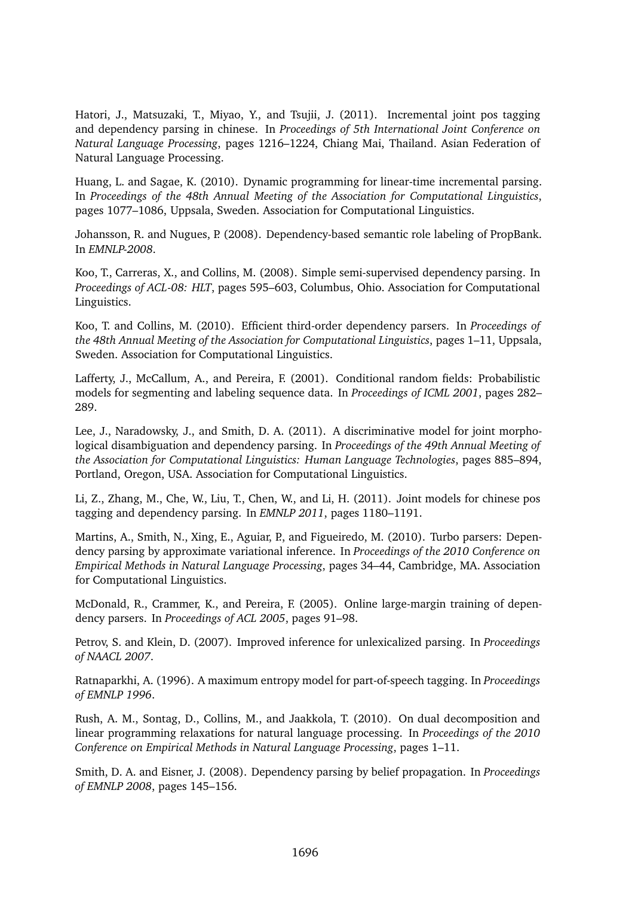Hatori, J., Matsuzaki, T., Miyao, Y., and Tsujii, J. (2011). Incremental joint pos tagging and dependency parsing in chinese. In *Proceedings of 5th International Joint Conference on Natural Language Processing*, pages 1216–1224, Chiang Mai, Thailand. Asian Federation of Natural Language Processing.

Huang, L. and Sagae, K. (2010). Dynamic programming for linear-time incremental parsing. In *Proceedings of the 48th Annual Meeting of the Association for Computational Linguistics*, pages 1077–1086, Uppsala, Sweden. Association for Computational Linguistics.

Johansson, R. and Nugues, P. (2008). Dependency-based semantic role labeling of PropBank. In *EMNLP-2008*.

Koo, T., Carreras, X., and Collins, M. (2008). Simple semi-supervised dependency parsing. In *Proceedings of ACL-08: HLT*, pages 595–603, Columbus, Ohio. Association for Computational Linguistics.

Koo, T. and Collins, M. (2010). Efficient third-order dependency parsers. In *Proceedings of the 48th Annual Meeting of the Association for Computational Linguistics*, pages 1–11, Uppsala, Sweden. Association for Computational Linguistics.

Lafferty, J., McCallum, A., and Pereira, F. (2001). Conditional random fields: Probabilistic models for segmenting and labeling sequence data. In *Proceedings of ICML 2001*, pages 282–289.

Lee, J., Naradowsky, J., and Smith, D. A. (2011). A discriminative model for joint morphological disambiguation and dependency parsing. In *Proceedings of the 49th Annual Meeting of the Association for Computational Linguistics: Human Language Technologies*, pages 885–894, Portland, Oregon, USA. Association for Computational Linguistics.

Li, Z., Zhang, M., Che, W., Liu, T., Chen, W., and Li, H. (2011). Joint models for chinese pos tagging and dependency parsing. In *EMNLP 2011*, pages 1180–1191.

Martins, A., Smith, N., Xing, E., Aguiar, P., and Figueiredo, M. (2010). Turbo parsers: Dependency parsing by approximate variational inference. In *Proceedings of the 2010 Conference on Empirical Methods in Natural Language Processing*, pages 34–44, Cambridge, MA. Association for Computational Linguistics.

McDonald, R., Crammer, K., and Pereira, F. (2005). Online large-margin training of dependency parsers. In *Proceedings of ACL 2005*, pages 91–98.

Petrov, S. and Klein, D. (2007). Improved inference for unlexicalized parsing. In *Proceedings of NAACL 2007*.

Ratnaparkhi, A. (1996). A maximum entropy model for part-of-speech tagging. In *Proceedings of EMNLP 1996*.

Rush, A. M., Sontag, D., Collins, M., and Jaakkola, T. (2010). On dual decomposition and linear programming relaxations for natural language processing. In *Proceedings of the 2010 Conference on Empirical Methods in Natural Language Processing*, pages 1–11.

Smith, D. A. and Eisner, J. (2008). Dependency parsing by belief propagation. In *Proceedings of EMNLP 2008*, pages 145–156.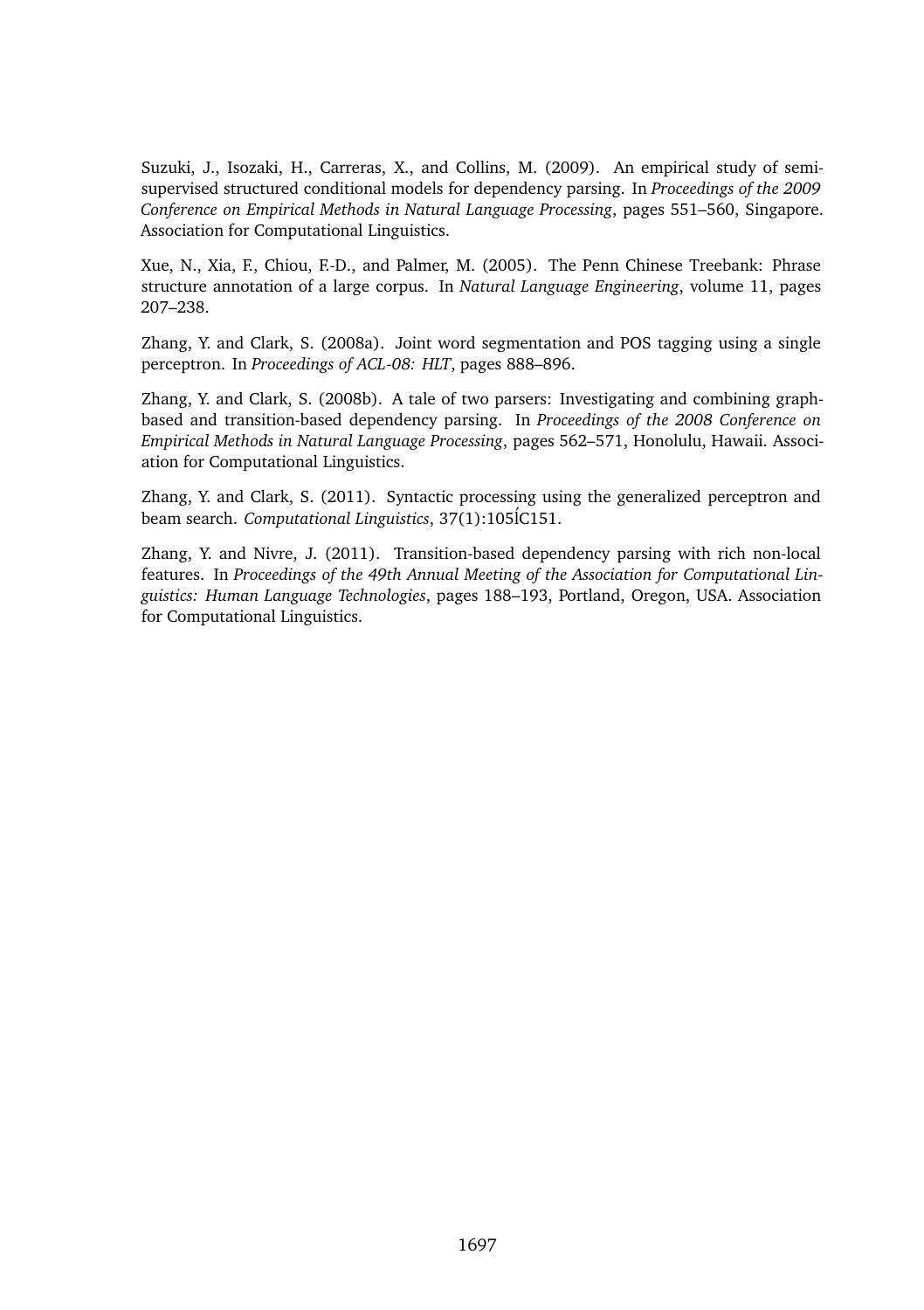Suzuki, J., Isozaki, H., Carreras, X., and Collins, M. (2009). An empirical study of semi-supervised structured conditional models for dependency parsing. In *Proceedings of the 2009 Conference on Empirical Methods in Natural Language Processing*, pages 551–560, Singapore. Association for Computational Linguistics.

Xue, N., Xia, F., Chiou, F.-D., and Palmer, M. (2005). The Penn Chinese Treebank: Phrase structure annotation of a large corpus. In *Natural Language Engineering*, volume 11, pages 207–238.

Zhang, Y. and Clark, S. (2008a). Joint word segmentation and POS tagging using a single perceptron. In *Proceedings of ACL-08: HLT*, pages 888–896.

Zhang, Y. and Clark, S. (2008b). A tale of two parsers: Investigating and combining graph-based and transition-based dependency parsing. In *Proceedings of the 2008 Conference on Empirical Methods in Natural Language Processing*, pages 562–571, Honolulu, Hawaii. Association for Computational Linguistics.

Zhang, Y. and Clark, S. (2011). Syntactic processing using the generalized perceptron and beam search. *Computational Linguistics*, 37(1):105ĺC151.

Zhang, Y. and Nivre, J. (2011). Transition-based dependency parsing with rich non-local features. In *Proceedings of the 49th Annual Meeting of the Association for Computational Linguistics: Human Language Technologies*, pages 188–193, Portland, Oregon, USA. Association for Computational Linguistics.